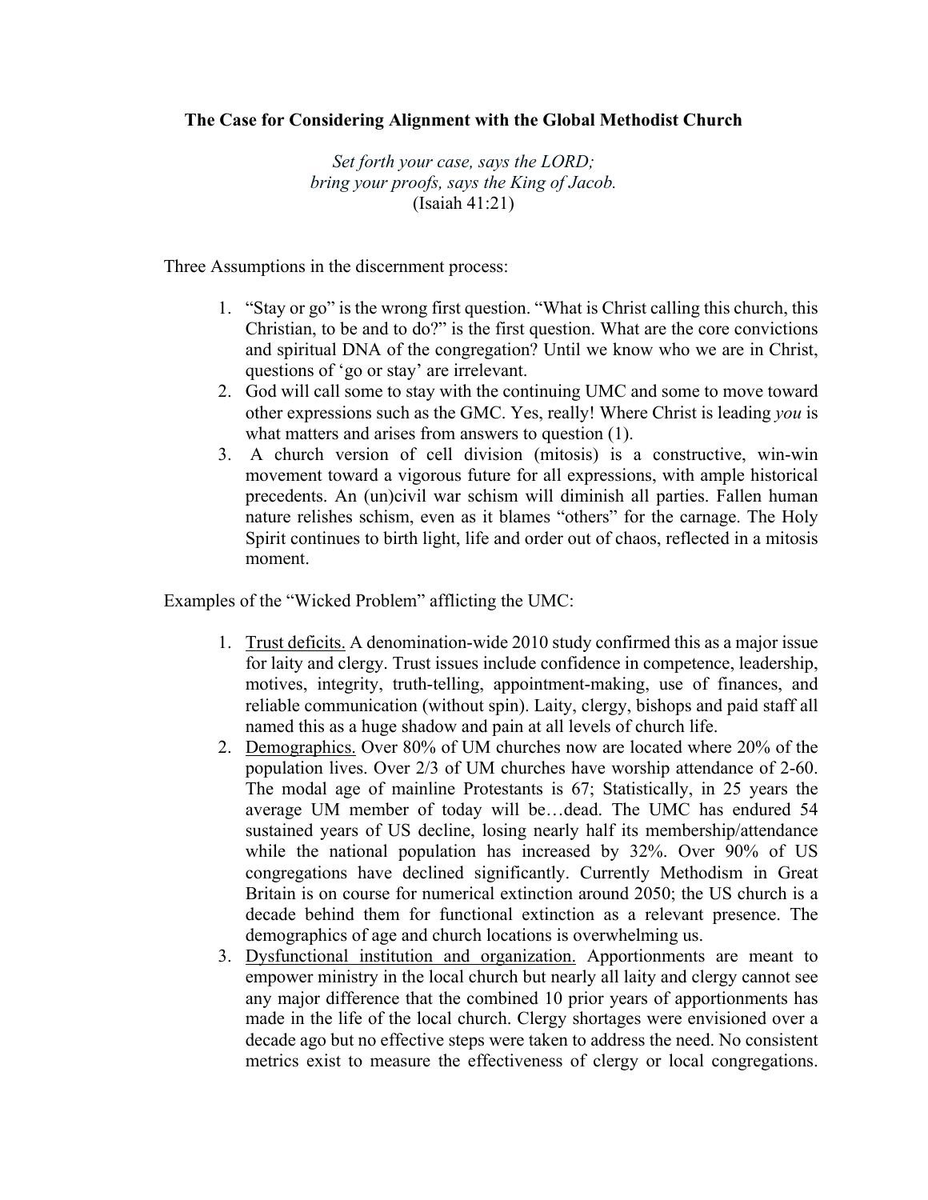**The Case for Considering Alignment with the Global Methodist Church**

*Set forth your case, says the LORD;*
*bring your proofs, says the King of Jacob.*
(Isaiah 41:21)

Three Assumptions in the discernment process:

1. "Stay or go" is the wrong first question. "What is Christ calling this church, this Christian, to be and to do?" is the first question. What are the core convictions and spiritual DNA of the congregation? Until we know who we are in Christ, questions of 'go or stay' are irrelevant.
2. God will call some to stay with the continuing UMC and some to move toward other expressions such as the GMC. Yes, really! Where Christ is leading *you* is what matters and arises from answers to question (1).
3. A church version of cell division (mitosis) is a constructive, win-win movement toward a vigorous future for all expressions, with ample historical precedents. An (un)civil war schism will diminish all parties. Fallen human nature relishes schism, even as it blames "others" for the carnage. The Holy Spirit continues to birth light, life and order out of chaos, reflected in a mitosis moment.

Examples of the "Wicked Problem" afflicting the UMC:

1. <u>Trust deficits.</u> A denomination-wide 2010 study confirmed this as a major issue for laity and clergy. Trust issues include confidence in competence, leadership, motives, integrity, truth-telling, appointment-making, use of finances, and reliable communication (without spin). Laity, clergy, bishops and paid staff all named this as a huge shadow and pain at all levels of church life.
2. <u>Demographics.</u> Over 80% of UM churches now are located where 20% of the population lives. Over 2/3 of UM churches have worship attendance of 2-60. The modal age of mainline Protestants is 67; Statistically, in 25 years the average UM member of today will be…dead. The UMC has endured 54 sustained years of US decline, losing nearly half its membership/attendance while the national population has increased by 32%. Over 90% of US congregations have declined significantly. Currently Methodism in Great Britain is on course for numerical extinction around 2050; the US church is a decade behind them for functional extinction as a relevant presence. The demographics of age and church locations is overwhelming us.
3. <u>Dysfunctional institution and organization.</u> Apportionments are meant to empower ministry in the local church but nearly all laity and clergy cannot see any major difference that the combined 10 prior years of apportionments has made in the life of the local church. Clergy shortages were envisioned over a decade ago but no effective steps were taken to address the need. No consistent metrics exist to measure the effectiveness of clergy or local congregations.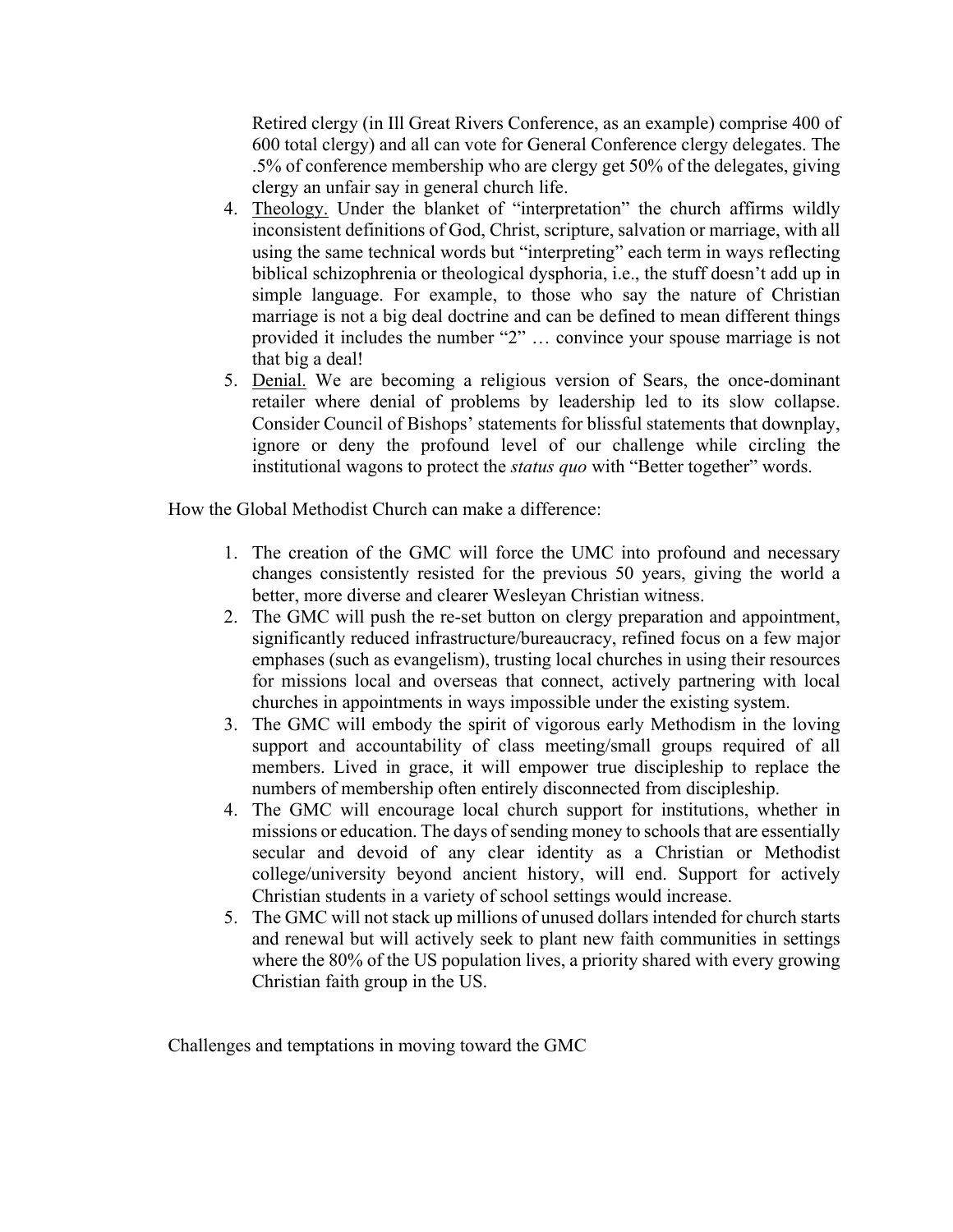Retired clergy (in Ill Great Rivers Conference, as an example) comprise 400 of 600 total clergy) and all can vote for General Conference clergy delegates. The .5% of conference membership who are clergy get 50% of the delegates, giving clergy an unfair say in general church life.

4. Theology. Under the blanket of "interpretation" the church affirms wildly inconsistent definitions of God, Christ, scripture, salvation or marriage, with all using the same technical words but "interpreting" each term in ways reflecting biblical schizophrenia or theological dysphoria, i.e., the stuff doesn't add up in simple language. For example, to those who say the nature of Christian marriage is not a big deal doctrine and can be defined to mean different things provided it includes the number "2" … convince your spouse marriage is not that big a deal!
5. Denial. We are becoming a religious version of Sears, the once-dominant retailer where denial of problems by leadership led to its slow collapse. Consider Council of Bishops' statements for blissful statements that downplay, ignore or deny the profound level of our challenge while circling the institutional wagons to protect the *status quo* with "Better together" words.

How the Global Methodist Church can make a difference:

1. The creation of the GMC will force the UMC into profound and necessary changes consistently resisted for the previous 50 years, giving the world a better, more diverse and clearer Wesleyan Christian witness.
2. The GMC will push the re-set button on clergy preparation and appointment, significantly reduced infrastructure/bureaucracy, refined focus on a few major emphases (such as evangelism), trusting local churches in using their resources for missions local and overseas that connect, actively partnering with local churches in appointments in ways impossible under the existing system.
3. The GMC will embody the spirit of vigorous early Methodism in the loving support and accountability of class meeting/small groups required of all members. Lived in grace, it will empower true discipleship to replace the numbers of membership often entirely disconnected from discipleship.
4. The GMC will encourage local church support for institutions, whether in missions or education. The days of sending money to schools that are essentially secular and devoid of any clear identity as a Christian or Methodist college/university beyond ancient history, will end. Support for actively Christian students in a variety of school settings would increase.
5. The GMC will not stack up millions of unused dollars intended for church starts and renewal but will actively seek to plant new faith communities in settings where the 80% of the US population lives, a priority shared with every growing Christian faith group in the US.

Challenges and temptations in moving toward the GMC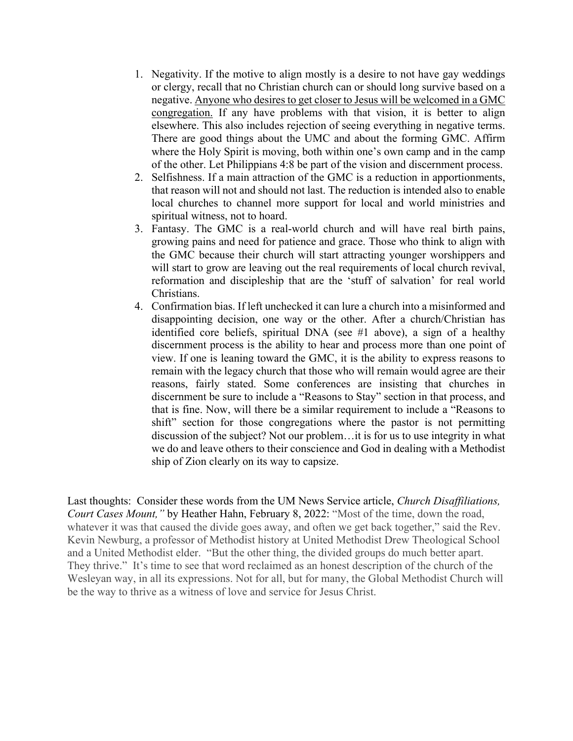1. Negativity. If the motive to align mostly is a desire to not have gay weddings or clergy, recall that no Christian church can or should long survive based on a negative. <u>Anyone who desires to get closer to Jesus will be welcomed in a GMC congregation.</u> If any have problems with that vision, it is better to align elsewhere. This also includes rejection of seeing everything in negative terms. There are good things about the UMC and about the forming GMC. Affirm where the Holy Spirit is moving, both within one's own camp and in the camp of the other. Let Philippians 4:8 be part of the vision and discernment process.
2. Selfishness. If a main attraction of the GMC is a reduction in apportionments, that reason will not and should not last. The reduction is intended also to enable local churches to channel more support for local and world ministries and spiritual witness, not to hoard.
3. Fantasy. The GMC is a real-world church and will have real birth pains, growing pains and need for patience and grace. Those who think to align with the GMC because their church will start attracting younger worshippers and will start to grow are leaving out the real requirements of local church revival, reformation and discipleship that are the 'stuff of salvation' for real world Christians.
4. Confirmation bias. If left unchecked it can lure a church into a misinformed and disappointing decision, one way or the other. After a church/Christian has identified core beliefs, spiritual DNA (see #1 above), a sign of a healthy discernment process is the ability to hear and process more than one point of view. If one is leaning toward the GMC, it is the ability to express reasons to remain with the legacy church that those who will remain would agree are their reasons, fairly stated. Some conferences are insisting that churches in discernment be sure to include a "Reasons to Stay" section in that process, and that is fine. Now, will there be a similar requirement to include a "Reasons to shift" section for those congregations where the pastor is not permitting discussion of the subject? Not our problem…it is for us to use integrity in what we do and leave others to their conscience and God in dealing with a Methodist ship of Zion clearly on its way to capsize.

Last thoughts: Consider these words from the UM News Service article, *Church Disaffiliations, Court Cases Mount,"* by Heather Hahn, February 8, 2022: "Most of the time, down the road, whatever it was that caused the divide goes away, and often we get back together," said the Rev. Kevin Newburg, a professor of Methodist history at United Methodist Drew Theological School and a United Methodist elder. "But the other thing, the divided groups do much better apart. They thrive." It's time to see that word reclaimed as an honest description of the church of the Wesleyan way, in all its expressions. Not for all, but for many, the Global Methodist Church will be the way to thrive as a witness of love and service for Jesus Christ.